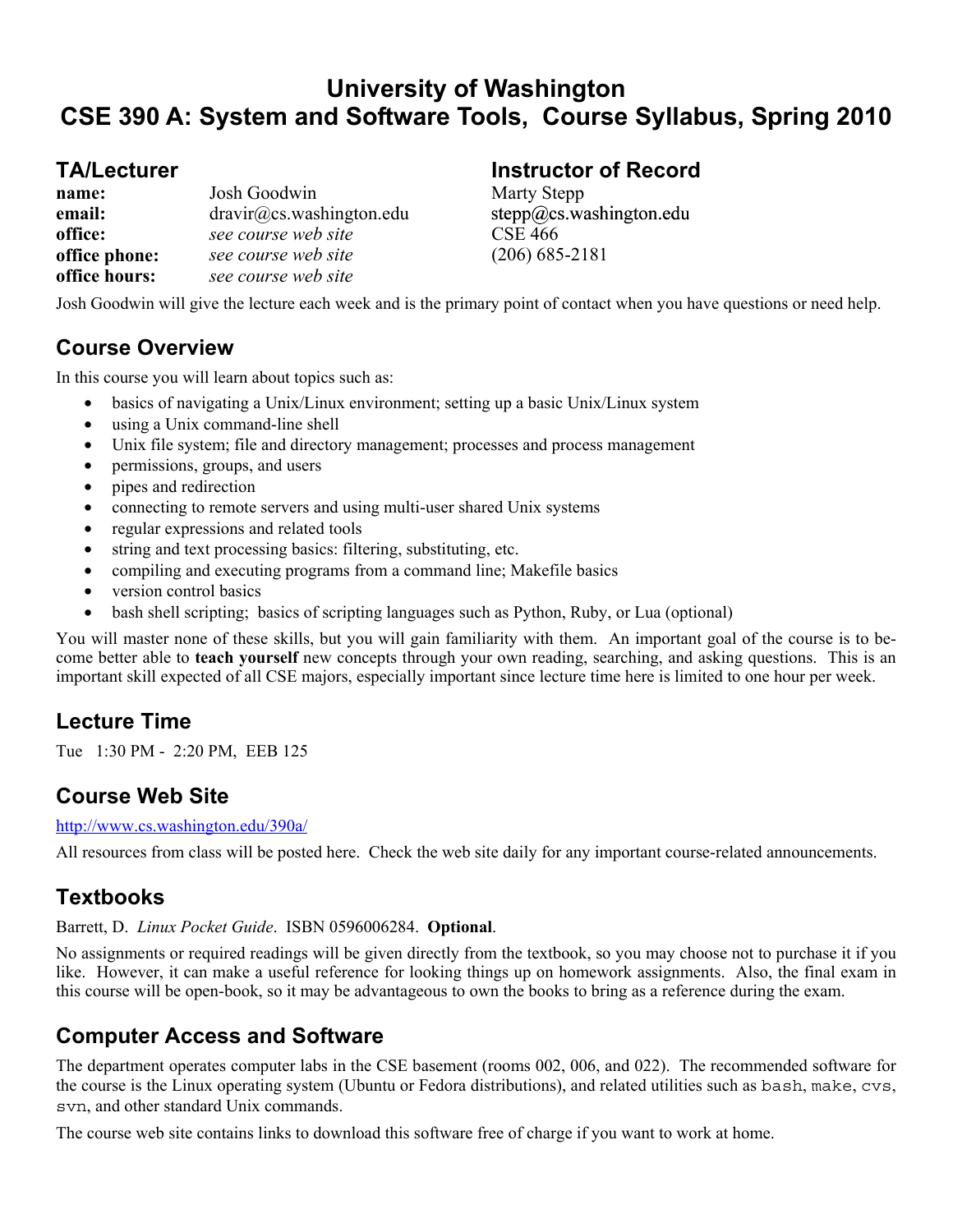# University of Washington
# CSE 390 A: System and Software Tools, Course Syllabus, Spring 2010

## TA/Lecturer

| | TA/Lecturer | Instructor of Record |
|---|---|---|
| **name:** | Josh Goodwin | Marty Stepp |
| **email:** | dravir@cs.washington.edu | stepp@cs.washington.edu |
| **office:** | *see course web site* | CSE 466 |
| **office phone:** | *see course web site* | (206) 685-2181 |
| **office hours:** | *see course web site* | |

Josh Goodwin will give the lecture each week and is the primary point of contact when you have questions or need help.

## Course Overview

In this course you will learn about topics such as:

- basics of navigating a Unix/Linux environment; setting up a basic Unix/Linux system
- using a Unix command-line shell
- Unix file system; file and directory management; processes and process management
- permissions, groups, and users
- pipes and redirection
- connecting to remote servers and using multi-user shared Unix systems
- regular expressions and related tools
- string and text processing basics: filtering, substituting, etc.
- compiling and executing programs from a command line; Makefile basics
- version control basics
- bash shell scripting; basics of scripting languages such as Python, Ruby, or Lua (optional)

You will master none of these skills, but you will gain familiarity with them. An important goal of the course is to become better able to **teach yourself** new concepts through your own reading, searching, and asking questions. This is an important skill expected of all CSE majors, especially important since lecture time here is limited to one hour per week.

## Lecture Time

Tue 1:30 PM - 2:20 PM, EEB 125

## Course Web Site

http://www.cs.washington.edu/390a/

All resources from class will be posted here. Check the web site daily for any important course-related announcements.

## Textbooks

Barrett, D. *Linux Pocket Guide*. ISBN 0596006284. **Optional**.

No assignments or required readings will be given directly from the textbook, so you may choose not to purchase it if you like. However, it can make a useful reference for looking things up on homework assignments. Also, the final exam in this course will be open-book, so it may be advantageous to own the books to bring as a reference during the exam.

## Computer Access and Software

The department operates computer labs in the CSE basement (rooms 002, 006, and 022). The recommended software for the course is the Linux operating system (Ubuntu or Fedora distributions), and related utilities such as `bash`, `make`, `cvs`, `svn`, and other standard Unix commands.

The course web site contains links to download this software free of charge if you want to work at home.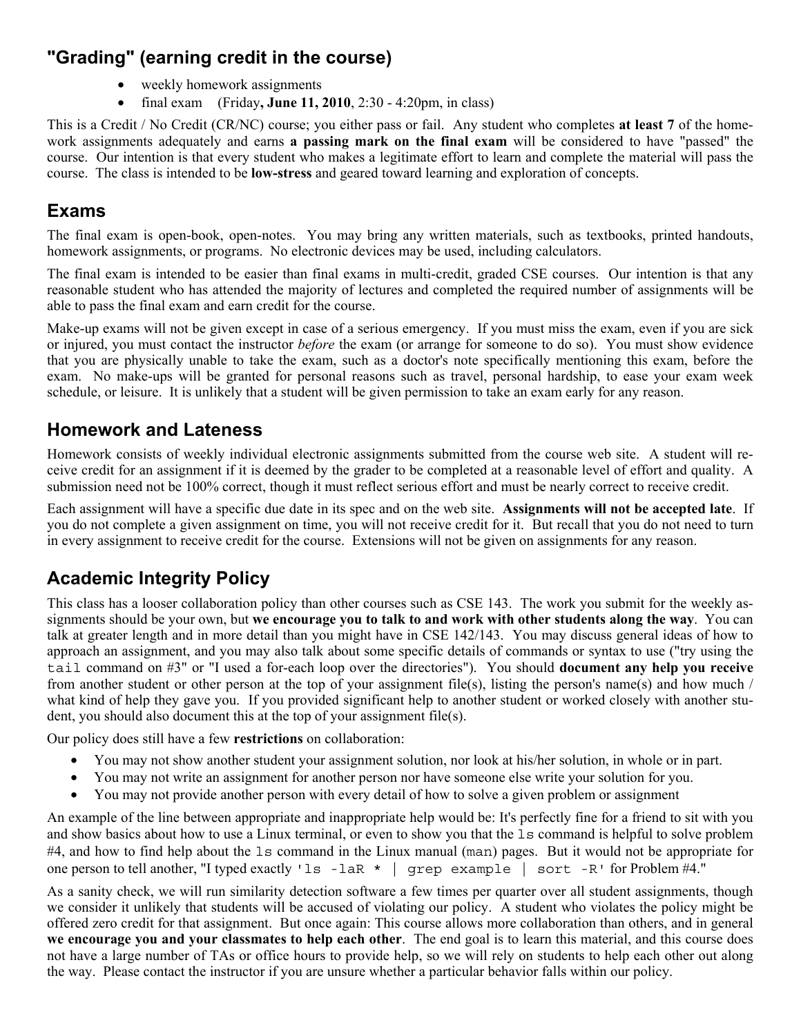## "Grading" (earning credit in the course)

- weekly homework assignments
- final exam (Friday**, June 11, 2010**, 2:30 - 4:20pm, in class)

This is a Credit / No Credit (CR/NC) course; you either pass or fail. Any student who completes **at least 7** of the homework assignments adequately and earns **a passing mark on the final exam** will be considered to have "passed" the course. Our intention is that every student who makes a legitimate effort to learn and complete the material will pass the course. The class is intended to be **low-stress** and geared toward learning and exploration of concepts.

## Exams

The final exam is open-book, open-notes. You may bring any written materials, such as textbooks, printed handouts, homework assignments, or programs. No electronic devices may be used, including calculators.

The final exam is intended to be easier than final exams in multi-credit, graded CSE courses. Our intention is that any reasonable student who has attended the majority of lectures and completed the required number of assignments will be able to pass the final exam and earn credit for the course.

Make-up exams will not be given except in case of a serious emergency. If you must miss the exam, even if you are sick or injured, you must contact the instructor *before* the exam (or arrange for someone to do so). You must show evidence that you are physically unable to take the exam, such as a doctor's note specifically mentioning this exam, before the exam. No make-ups will be granted for personal reasons such as travel, personal hardship, to ease your exam week schedule, or leisure. It is unlikely that a student will be given permission to take an exam early for any reason.

## Homework and Lateness

Homework consists of weekly individual electronic assignments submitted from the course web site. A student will receive credit for an assignment if it is deemed by the grader to be completed at a reasonable level of effort and quality. A submission need not be 100% correct, though it must reflect serious effort and must be nearly correct to receive credit.

Each assignment will have a specific due date in its spec and on the web site. **Assignments will not be accepted late**. If you do not complete a given assignment on time, you will not receive credit for it. But recall that you do not need to turn in every assignment to receive credit for the course. Extensions will not be given on assignments for any reason.

## Academic Integrity Policy

This class has a looser collaboration policy than other courses such as CSE 143. The work you submit for the weekly assignments should be your own, but **we encourage you to talk to and work with other students along the way**. You can talk at greater length and in more detail than you might have in CSE 142/143. You may discuss general ideas of how to approach an assignment, and you may also talk about some specific details of commands or syntax to use ("try using the `tail` command on #3" or "I used a for-each loop over the directories"). You should **document any help you receive** from another student or other person at the top of your assignment file(s), listing the person's name(s) and how much / what kind of help they gave you. If you provided significant help to another student or worked closely with another student, you should also document this at the top of your assignment file(s).

Our policy does still have a few **restrictions** on collaboration:

- You may not show another student your assignment solution, nor look at his/her solution, in whole or in part.
- You may not write an assignment for another person nor have someone else write your solution for you.
- You may not provide another person with every detail of how to solve a given problem or assignment

An example of the line between appropriate and inappropriate help would be: It's perfectly fine for a friend to sit with you and show basics about how to use a Linux terminal, or even to show you that the `ls` command is helpful to solve problem #4, and how to find help about the `ls` command in the Linux manual (`man`) pages. But it would not be appropriate for one person to tell another, "I typed exactly `'ls -laR * | grep example | sort -R'` for Problem #4."

As a sanity check, we will run similarity detection software a few times per quarter over all student assignments, though we consider it unlikely that students will be accused of violating our policy. A student who violates the policy might be offered zero credit for that assignment. But once again: This course allows more collaboration than others, and in general **we encourage you and your classmates to help each other**. The end goal is to learn this material, and this course does not have a large number of TAs or office hours to provide help, so we will rely on students to help each other out along the way. Please contact the instructor if you are unsure whether a particular behavior falls within our policy.